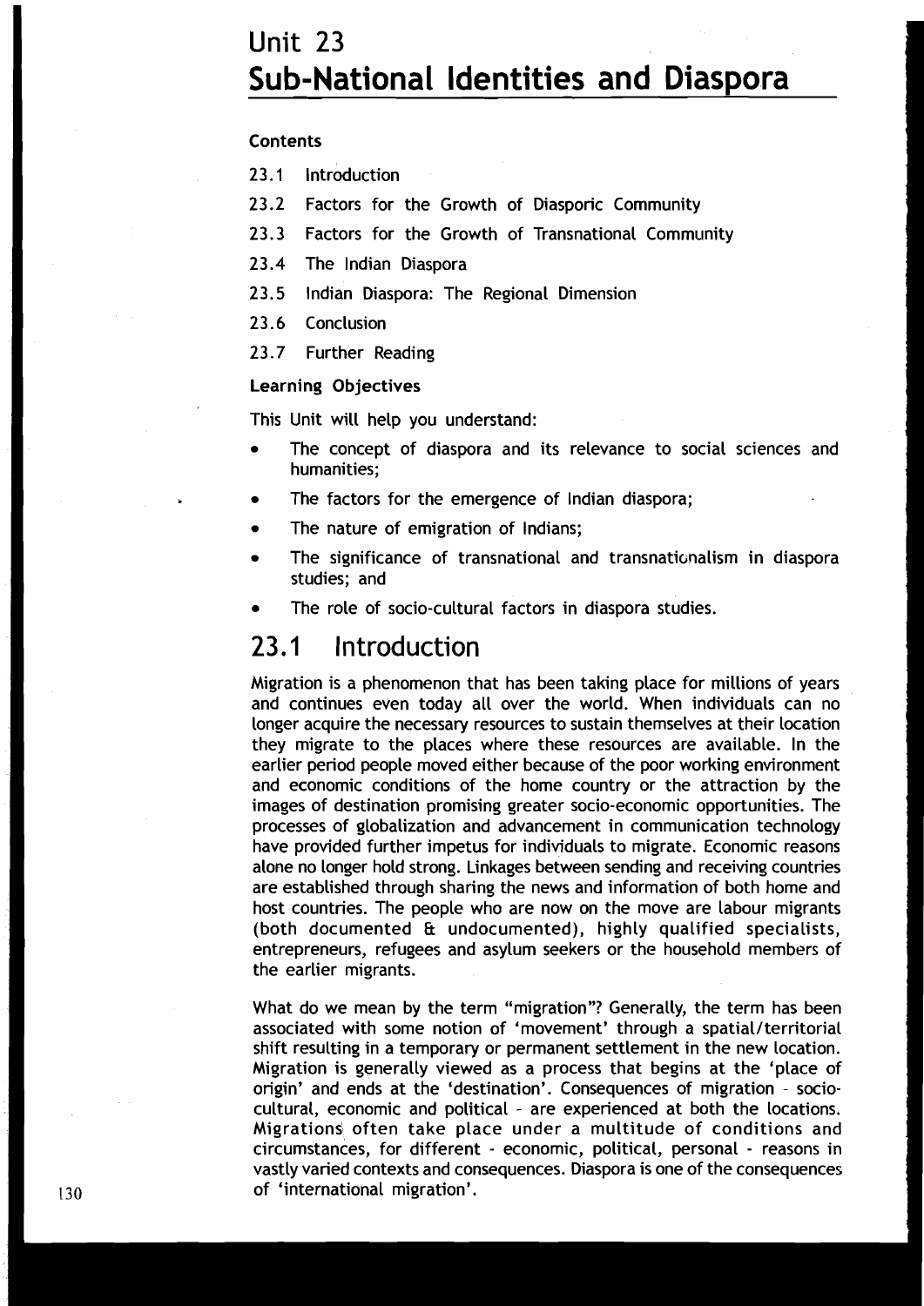# Unit 23
# Sub-National Identities and Diaspora

**Contents**

23.1 Introduction

23.2 Factors for the Growth of Diasporic Community

23.3 Factors for the Growth of Transnational Community

23.4 The Indian Diaspora

23.5 Indian Diaspora: The Regional Dimension

23.6 Conclusion

23.7 Further Reading

**Learning Objectives**

This Unit will help you understand:

- The concept of diaspora and its relevance to social sciences and humanities;
- The factors for the emergence of Indian diaspora;
- The nature of emigration of Indians;
- The significance of transnational and transnationalism in diaspora studies; and
- The role of socio-cultural factors in diaspora studies.

## 23.1 Introduction

Migration is a phenomenon that has been taking place for millions of years and continues even today all over the world. When individuals can no longer acquire the necessary resources to sustain themselves at their location they migrate to the places where these resources are available. In the earlier period people moved either because of the poor working environment and economic conditions of the home country or the attraction by the images of destination promising greater socio-economic opportunities. The processes of globalization and advancement in communication technology have provided further impetus for individuals to migrate. Economic reasons alone no longer hold strong. Linkages between sending and receiving countries are established through sharing the news and information of both home and host countries. The people who are now on the move are labour migrants (both documented & undocumented), highly qualified specialists, entrepreneurs, refugees and asylum seekers or the household members of the earlier migrants.

What do we mean by the term "migration"? Generally, the term has been associated with some notion of 'movement' through a spatial/territorial shift resulting in a temporary or permanent settlement in the new location. Migration is generally viewed as a process that begins at the 'place of origin' and ends at the 'destination'. Consequences of migration - socio-cultural, economic and political - are experienced at both the locations. Migrations often take place under a multitude of conditions and circumstances, for different - economic, political, personal - reasons in vastly varied contexts and consequences. Diaspora is one of the consequences of 'international migration'.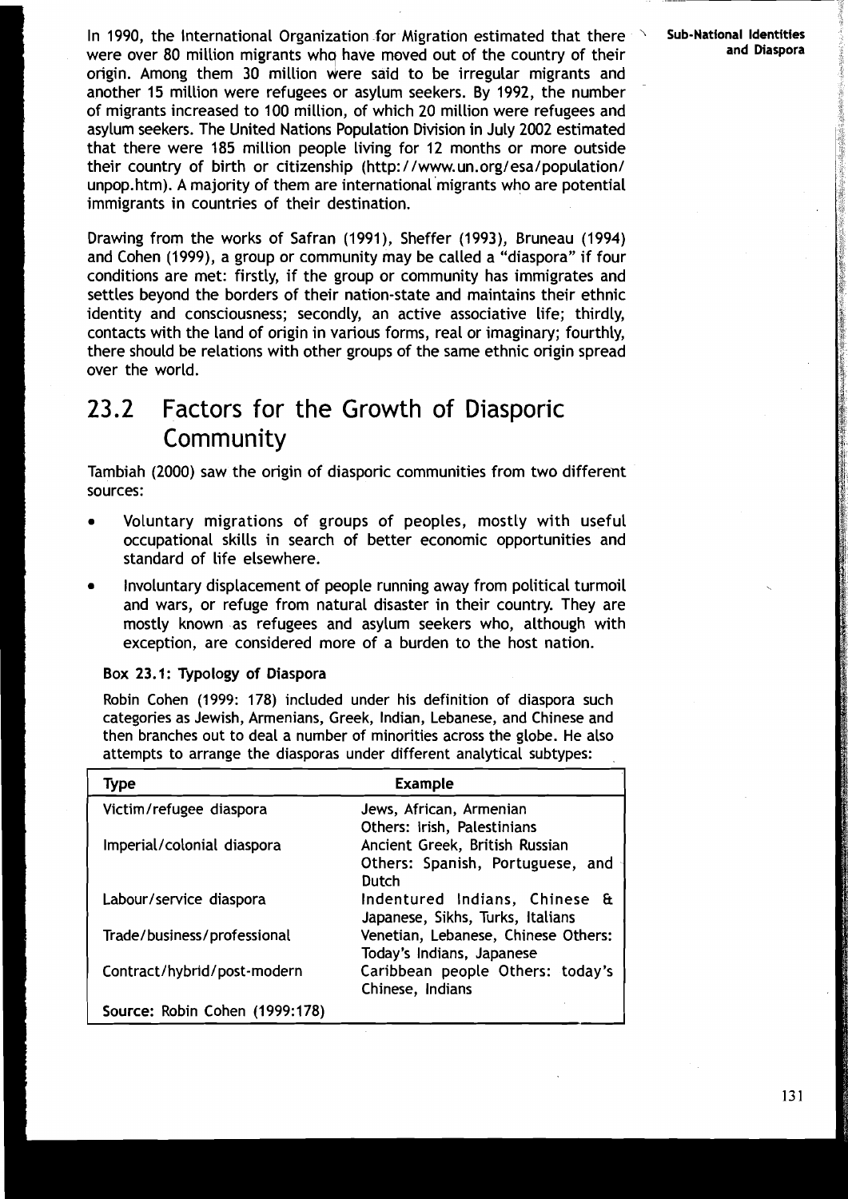In 1990, the International Organization for Migration estimated that there were over 80 million migrants who have moved out of the country of their origin. Among them 30 million were said to be irregular migrants and another 15 million were refugees or asylum seekers. By 1992, the number of migrants increased to 100 million, of which 20 million were refugees and asylum seekers. The United Nations Population Division in July 2002 estimated that there were 185 million people living for 12 months or more outside their country of birth or citizenship (http://www.un.org/esa/population/unpop.htm). A majority of them are international migrants who are potential immigrants in countries of their destination.

Drawing from the works of Safran (1991), Sheffer (1993), Bruneau (1994) and Cohen (1999), a group or community may be called a "diaspora" if four conditions are met: firstly, if the group or community has immigrates and settles beyond the borders of their nation-state and maintains their ethnic identity and consciousness; secondly, an active associative life; thirdly, contacts with the land of origin in various forms, real or imaginary; fourthly, there should be relations with other groups of the same ethnic origin spread over the world.

## 23.2 Factors for the Growth of Diasporic Community

Tambiah (2000) saw the origin of diasporic communities from two different sources:

- Voluntary migrations of groups of peoples, mostly with useful occupational skills in search of better economic opportunities and standard of life elsewhere.
- Involuntary displacement of people running away from political turmoil and wars, or refuge from natural disaster in their country. They are mostly known as refugees and asylum seekers who, although with exception, are considered more of a burden to the host nation.

**Box 23.1: Typology of Diaspora**

Robin Cohen (1999: 178) included under his definition of diaspora such categories as Jewish, Armenians, Greek, Indian, Lebanese, and Chinese and then branches out to deal a number of minorities across the globe. He also attempts to arrange the diasporas under different analytical subtypes:

| Type | Example |
|---|---|
| Victim/refugee diaspora | Jews, African, Armenian Others: Irish, Palestinians |
| Imperial/colonial diaspora | Ancient Greek, British Russian Others: Spanish, Portuguese, and Dutch |
| Labour/service diaspora | Indentured Indians, Chinese & Japanese, Sikhs, Turks, Italians |
| Trade/business/professional | Venetian, Lebanese, Chinese Others: Today's Indians, Japanese |
| Contract/hybrid/post-modern | Caribbean people Others: today's Chinese, Indians |

Source: Robin Cohen (1999:178)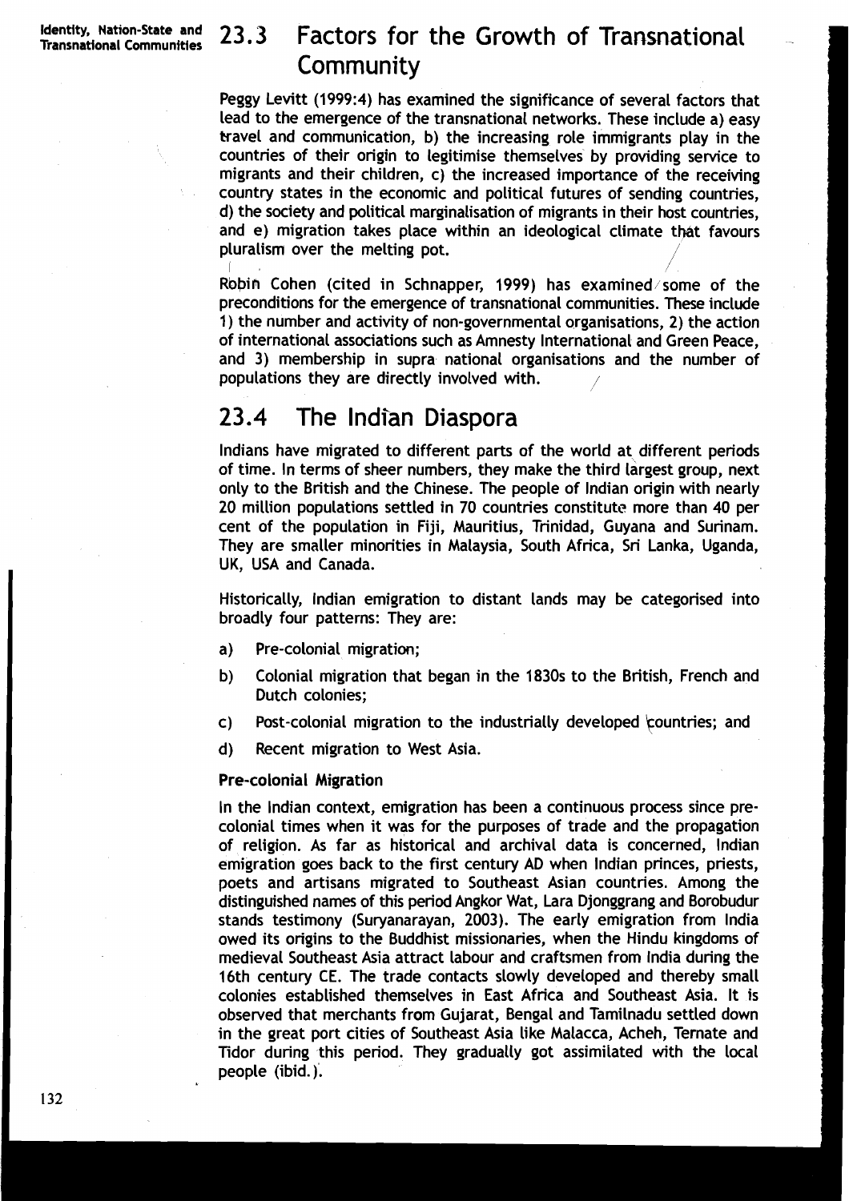## 23.3 Factors for the Growth of Transnational Community

Peggy Levitt (1999:4) has examined the significance of several factors that lead to the emergence of the transnational networks. These include a) easy travel and communication, b) the increasing role immigrants play in the countries of their origin to legitimise themselves by providing service to migrants and their children, c) the increased importance of the receiving country states in the economic and political futures of sending countries, d) the society and political marginalisation of migrants in their host countries, and e) migration takes place within an ideological climate that favours pluralism over the melting pot.

Robin Cohen (cited in Schnapper, 1999) has examined some of the preconditions for the emergence of transnational communities. These include 1) the number and activity of non-governmental organisations, 2) the action of international associations such as Amnesty International and Green Peace, and 3) membership in supra national organisations and the number of populations they are directly involved with.

## 23.4 The Indian Diaspora

Indians have migrated to different parts of the world at different periods of time. In terms of sheer numbers, they make the third largest group, next only to the British and the Chinese. The people of Indian origin with nearly 20 million populations settled in 70 countries constitute more than 40 per cent of the population in Fiji, Mauritius, Trinidad, Guyana and Surinam. They are smaller minorities in Malaysia, South Africa, Sri Lanka, Uganda, UK, USA and Canada.

Historically, Indian emigration to distant lands may be categorised into broadly four patterns: They are:

a) Pre-colonial migration;

b) Colonial migration that began in the 1830s to the British, French and Dutch colonies;

c) Post-colonial migration to the industrially developed countries; and

d) Recent migration to West Asia.

**Pre-colonial Migration**

In the Indian context, emigration has been a continuous process since pre-colonial times when it was for the purposes of trade and the propagation of religion. As far as historical and archival data is concerned, Indian emigration goes back to the first century AD when Indian princes, priests, poets and artisans migrated to Southeast Asian countries. Among the distinguished names of this period Angkor Wat, Lara Djonggrang and Borobudur stands testimony (Suryanarayan, 2003). The early emigration from India owed its origins to the Buddhist missionaries, when the Hindu kingdoms of medieval Southeast Asia attract labour and craftsmen from India during the 16th century CE. The trade contacts slowly developed and thereby small colonies established themselves in East Africa and Southeast Asia. It is observed that merchants from Gujarat, Bengal and Tamilnadu settled down in the great port cities of Southeast Asia like Malacca, Acheh, Ternate and Tidor during this period. They gradually got assimilated with the local people (ibid.).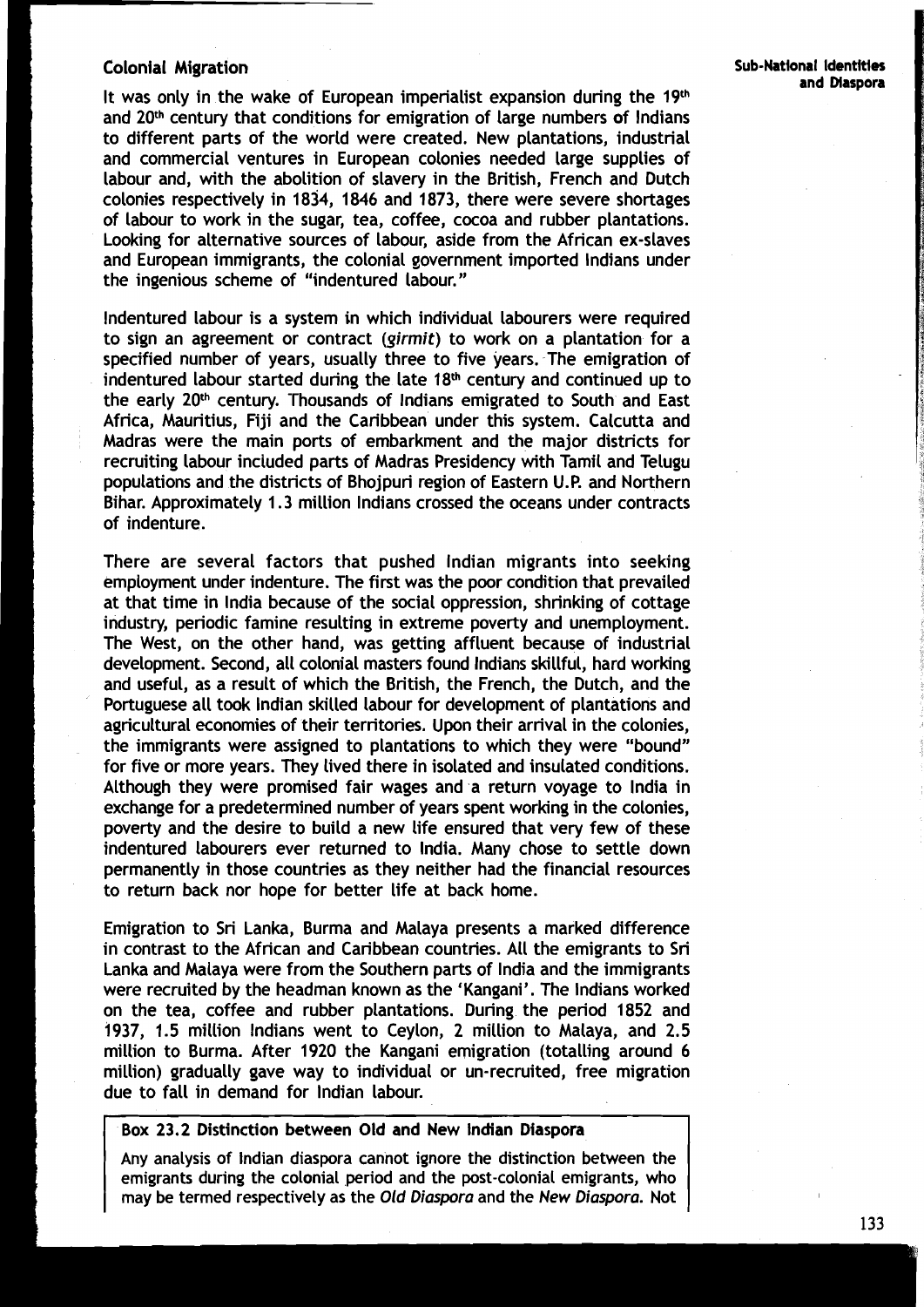## Colonial Migration

It was only in the wake of European imperialist expansion during the 19th and 20th century that conditions for emigration of large numbers of Indians to different parts of the world were created. New plantations, industrial and commercial ventures in European colonies needed large supplies of labour and, with the abolition of slavery in the British, French and Dutch colonies respectively in 1834, 1846 and 1873, there were severe shortages of labour to work in the sugar, tea, coffee, cocoa and rubber plantations. Looking for alternative sources of labour, aside from the African ex-slaves and European immigrants, the colonial government imported Indians under the ingenious scheme of "indentured labour."

Indentured labour is a system in which individual labourers were required to sign an agreement or contract (*girmit*) to work on a plantation for a specified number of years, usually three to five years. The emigration of indentured labour started during the late 18th century and continued up to the early 20th century. Thousands of Indians emigrated to South and East Africa, Mauritius, Fiji and the Caribbean under this system. Calcutta and Madras were the main ports of embarkment and the major districts for recruiting labour included parts of Madras Presidency with Tamil and Telugu populations and the districts of Bhojpuri region of Eastern U.P. and Northern Bihar. Approximately 1.3 million Indians crossed the oceans under contracts of indenture.

There are several factors that pushed Indian migrants into seeking employment under indenture. The first was the poor condition that prevailed at that time in India because of the social oppression, shrinking of cottage industry, periodic famine resulting in extreme poverty and unemployment. The West, on the other hand, was getting affluent because of industrial development. Second, all colonial masters found Indians skillful, hard working and useful, as a result of which the British, the French, the Dutch, and the Portuguese all took Indian skilled labour for development of plantations and agricultural economies of their territories. Upon their arrival in the colonies, the immigrants were assigned to plantations to which they were "bound" for five or more years. They lived there in isolated and insulated conditions. Although they were promised fair wages and a return voyage to India in exchange for a predetermined number of years spent working in the colonies, poverty and the desire to build a new life ensured that very few of these indentured labourers ever returned to India. Many chose to settle down permanently in those countries as they neither had the financial resources to return back nor hope for better life at back home.

Emigration to Sri Lanka, Burma and Malaya presents a marked difference in contrast to the African and Caribbean countries. All the emigrants to Sri Lanka and Malaya were from the Southern parts of India and the immigrants were recruited by the headman known as the 'Kangani'. The Indians worked on the tea, coffee and rubber plantations. During the period 1852 and 1937, 1.5 million Indians went to Ceylon, 2 million to Malaya, and 2.5 million to Burma. After 1920 the Kangani emigration (totalling around 6 million) gradually gave way to individual or un-recruited, free migration due to fall in demand for Indian labour.

**Box 23.2 Distinction between Old and New Indian Diaspora**

Any analysis of Indian diaspora cannot ignore the distinction between the emigrants during the colonial period and the post-colonial emigrants, who may be termed respectively as the *Old Diaspora* and the *New Diaspora*. Not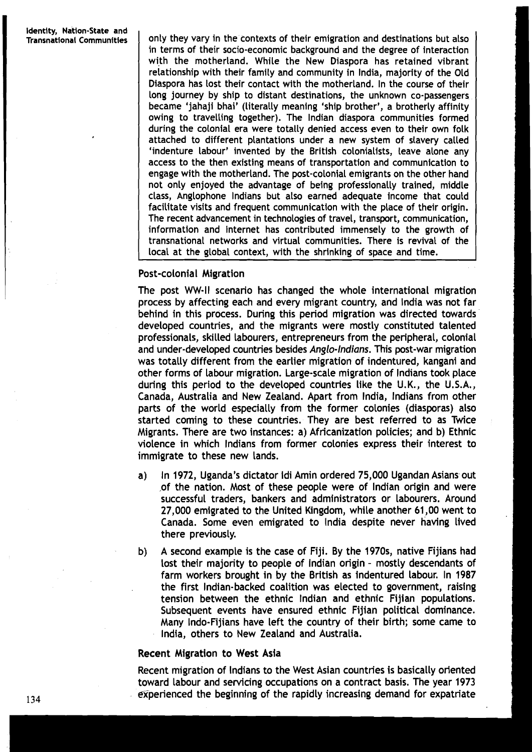only they vary in the contexts of their emigration and destinations but also in terms of their socio-economic background and the degree of interaction with the motherland. While the New Diaspora has retained vibrant relationship with their family and community in India, majority of the Old Diaspora has lost their contact with the motherland. In the course of their long journey by ship to distant destinations, the unknown co-passengers became 'jahaji bhai' (literally meaning 'ship brother', a brotherly affinity owing to travelling together). The Indian diaspora communities formed during the colonial era were totally denied access even to their own folk attached to different plantations under a new system of slavery called 'indenture labour' invented by the British colonialists, leave alone any access to the then existing means of transportation and communication to engage with the motherland. The post-colonial emigrants on the other hand not only enjoyed the advantage of being professionally trained, middle class, Anglophone Indians but also earned adequate income that could facilitate visits and frequent communication with the place of their origin. The recent advancement in technologies of travel, transport, communication, information and internet has contributed immensely to the growth of transnational networks and virtual communities. There is revival of the local at the global context, with the shrinking of space and time.

### Post-colonial Migration

The post WW-II scenario has changed the whole international migration process by affecting each and every migrant country, and India was not far behind in this process. During this period migration was directed towards developed countries, and the migrants were mostly constituted talented professionals, skilled labourers, entrepreneurs from the peripheral, colonial and under-developed countries besides *Anglo-Indians*. This post-war migration was totally different from the earlier migration of indentured, kangani and other forms of labour migration. Large-scale migration of Indians took place during this period to the developed countries like the U.K., the U.S.A., Canada, Australia and New Zealand. Apart from India, Indians from other parts of the world especially from the former colonies (diasporas) also started coming to these countries. They are best referred to as Twice Migrants. There are two instances: a) Africanization policies; and b) Ethnic violence in which Indians from former colonies express their interest to immigrate to these new lands.

a) In 1972, Uganda's dictator Idi Amin ordered 75,000 Ugandan Asians out of the nation. Most of these people were of Indian origin and were successful traders, bankers and administrators or labourers. Around 27,000 emigrated to the United Kingdom, while another 61,00 went to Canada. Some even emigrated to India despite never having lived there previously.

b) A second example is the case of Fiji. By the 1970s, native Fijians had lost their majority to people of Indian origin - mostly descendants of farm workers brought in by the British as indentured labour. In 1987 the first Indian-backed coalition was elected to government, raising tension between the ethnic Indian and ethnic Fijian populations. Subsequent events have ensured ethnic Fijian political dominance. Many Indo-Fijians have left the country of their birth; some came to India, others to New Zealand and Australia.

### Recent Migration to West Asia

Recent migration of Indians to the West Asian countries is basically oriented toward labour and servicing occupations on a contract basis. The year 1973 experienced the beginning of the rapidly increasing demand for expatriate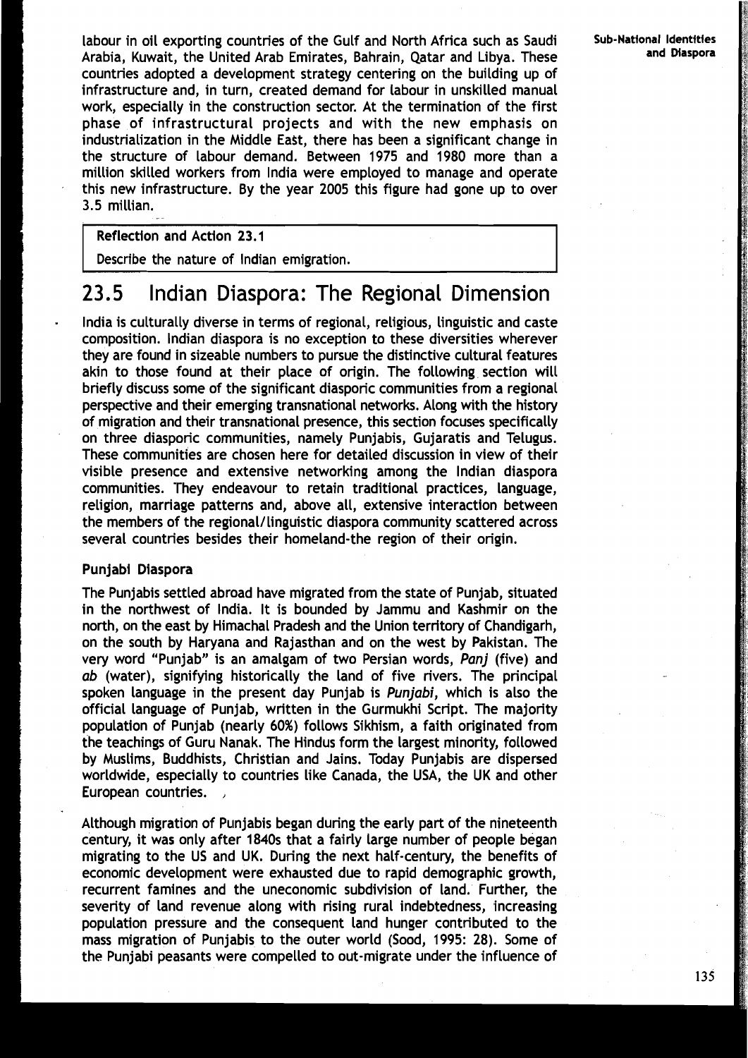labour in oil exporting countries of the Gulf and North Africa such as Saudi Arabia, Kuwait, the United Arab Emirates, Bahrain, Qatar and Libya. These countries adopted a development strategy centering on the building up of infrastructure and, in turn, created demand for labour in unskilled manual work, especially in the construction sector. At the termination of the first phase of infrastructural projects and with the new emphasis on industrialization in the Middle East, there has been a significant change in the structure of labour demand. Between 1975 and 1980 more than a million skilled workers from India were employed to manage and operate this new infrastructure. By the year 2005 this figure had gone up to over 3.5 millian.

**Reflection and Action 23.1**

Describe the nature of Indian emigration.

## 23.5 Indian Diaspora: The Regional Dimension

India is culturally diverse in terms of regional, religious, linguistic and caste composition. Indian diaspora is no exception to these diversities wherever they are found in sizeable numbers to pursue the distinctive cultural features akin to those found at their place of origin. The following section will briefly discuss some of the significant diasporic communities from a regional perspective and their emerging transnational networks. Along with the history of migration and their transnational presence, this section focuses specifically on three diasporic communities, namely Punjabis, Gujaratis and Telugus. These communities are chosen here for detailed discussion in view of their visible presence and extensive networking among the Indian diaspora communities. They endeavour to retain traditional practices, language, religion, marriage patterns and, above all, extensive interaction between the members of the regional/linguistic diaspora community scattered across several countries besides their homeland-the region of their origin.

### Punjabi Diaspora

The Punjabis settled abroad have migrated from the state of Punjab, situated in the northwest of India. It is bounded by Jammu and Kashmir on the north, on the east by Himachal Pradesh and the Union territory of Chandigarh, on the south by Haryana and Rajasthan and on the west by Pakistan. The very word "Punjab" is an amalgam of two Persian words, *Panj* (five) and *ab* (water), signifying historically the land of five rivers. The principal spoken language in the present day Punjab is *Punjabi*, which is also the official language of Punjab, written in the Gurmukhi Script. The majority population of Punjab (nearly 60%) follows Sikhism, a faith originated from the teachings of Guru Nanak. The Hindus form the largest minority, followed by Muslims, Buddhists, Christian and Jains. Today Punjabis are dispersed worldwide, especially to countries like Canada, the USA, the UK and other European countries.

Although migration of Punjabis began during the early part of the nineteenth century, it was only after 1840s that a fairly large number of people began migrating to the US and UK. During the next half-century, the benefits of economic development were exhausted due to rapid demographic growth, recurrent famines and the uneconomic subdivision of land. Further, the severity of land revenue along with rising rural indebtedness, increasing population pressure and the consequent land hunger contributed to the mass migration of Punjabis to the outer world (Sood, 1995: 28). Some of the Punjabi peasants were compelled to out-migrate under the influence of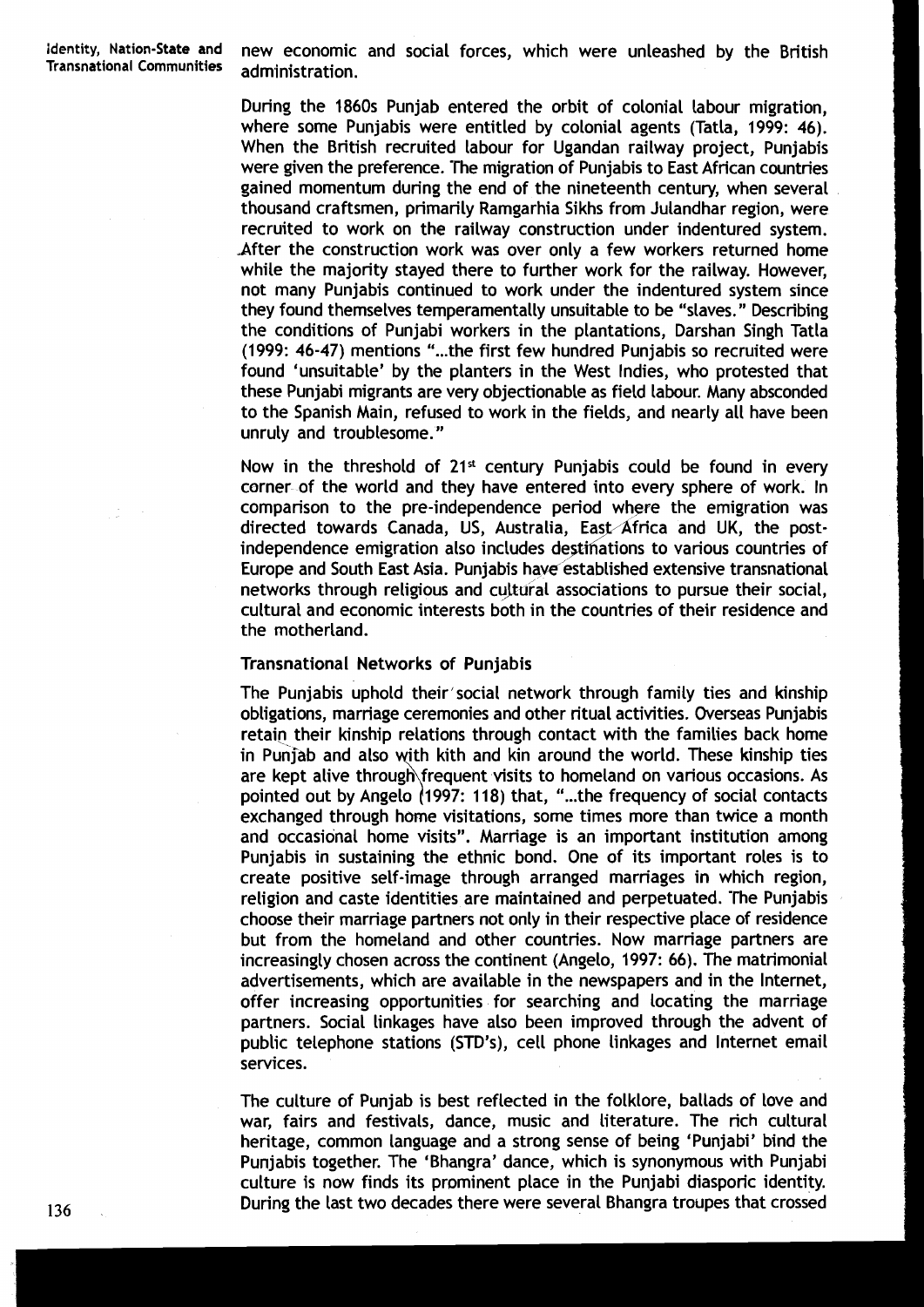new economic and social forces, which were unleashed by the British administration.

During the 1860s Punjab entered the orbit of colonial labour migration, where some Punjabis were entitled by colonial agents (Tatla, 1999: 46). When the British recruited labour for Ugandan railway project, Punjabis were given the preference. The migration of Punjabis to East African countries gained momentum during the end of the nineteenth century, when several thousand craftsmen, primarily Ramgarhia Sikhs from Julandhar region, were recruited to work on the railway construction under indentured system. After the construction work was over only a few workers returned home while the majority stayed there to further work for the railway. However, not many Punjabis continued to work under the indentured system since they found themselves temperamentally unsuitable to be "slaves." Describing the conditions of Punjabi workers in the plantations, Darshan Singh Tatla (1999: 46-47) mentions "...the first few hundred Punjabis so recruited were found 'unsuitable' by the planters in the West Indies, who protested that these Punjabi migrants are very objectionable as field labour. Many absconded to the Spanish Main, refused to work in the fields, and nearly all have been unruly and troublesome."

Now in the threshold of 21st century Punjabis could be found in every corner of the world and they have entered into every sphere of work. In comparison to the pre-independence period where the emigration was directed towards Canada, US, Australia, East Africa and UK, the post-independence emigration also includes destinations to various countries of Europe and South East Asia. Punjabis have established extensive transnational networks through religious and cultural associations to pursue their social, cultural and economic interests both in the countries of their residence and the motherland.

### Transnational Networks of Punjabis

The Punjabis uphold their social network through family ties and kinship obligations, marriage ceremonies and other ritual activities. Overseas Punjabis retain their kinship relations through contact with the families back home in Punjab and also with kith and kin around the world. These kinship ties are kept alive through frequent visits to homeland on various occasions. As pointed out by Angelo (1997: 118) that, "...the frequency of social contacts exchanged through home visitations, some times more than twice a month and occasional home visits". Marriage is an important institution among Punjabis in sustaining the ethnic bond. One of its important roles is to create positive self-image through arranged marriages in which region, religion and caste identities are maintained and perpetuated. The Punjabis choose their marriage partners not only in their respective place of residence but from the homeland and other countries. Now marriage partners are increasingly chosen across the continent (Angelo, 1997: 66). The matrimonial advertisements, which are available in the newspapers and in the Internet, offer increasing opportunities for searching and locating the marriage partners. Social linkages have also been improved through the advent of public telephone stations (STD's), cell phone linkages and Internet email services.

The culture of Punjab is best reflected in the folklore, ballads of love and war, fairs and festivals, dance, music and literature. The rich cultural heritage, common language and a strong sense of being 'Punjabi' bind the Punjabis together. The 'Bhangra' dance, which is synonymous with Punjabi culture is now finds its prominent place in the Punjabi diasporic identity. During the last two decades there were several Bhangra troupes that crossed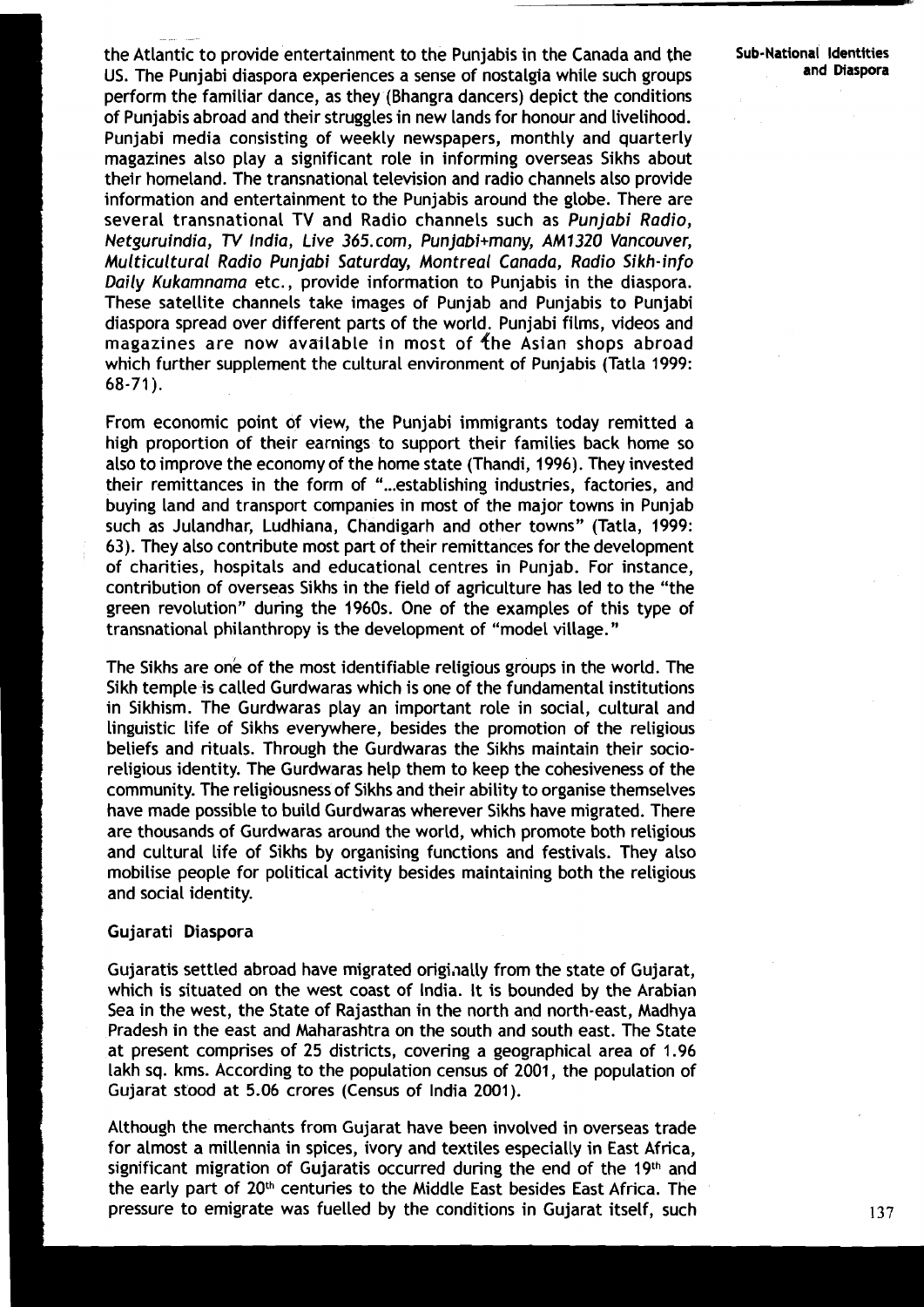the Atlantic to provide entertainment to the Punjabis in the Canada and the US. The Punjabi diaspora experiences a sense of nostalgia while such groups perform the familiar dance, as they (Bhangra dancers) depict the conditions of Punjabis abroad and their struggles in new lands for honour and livelihood. Punjabi media consisting of weekly newspapers, monthly and quarterly magazines also play a significant role in informing overseas Sikhs about their homeland. The transnational television and radio channels also provide information and entertainment to the Punjabis around the globe. There are several transnational TV and Radio channels such as *Punjabi Radio, Netguruindia, TV India, Live 365.com, Punjabi+many, AM1320 Vancouver, Multicultural Radio Punjabi Saturday, Montreal Canada, Radio Sikh-info Daily Kukamnama* etc., provide information to Punjabis in the diaspora. These satellite channels take images of Punjab and Punjabis to Punjabi diaspora spread over different parts of the world. Punjabi films, videos and magazines are now available in most of the Asian shops abroad which further supplement the cultural environment of Punjabis (Tatla 1999: 68-71).

From economic point of view, the Punjabi immigrants today remitted a high proportion of their earnings to support their families back home so also to improve the economy of the home state (Thandi, 1996). They invested their remittances in the form of "...establishing industries, factories, and buying land and transport companies in most of the major towns in Punjab such as Julandhar, Ludhiana, Chandigarh and other towns" (Tatla, 1999: 63). They also contribute most part of their remittances for the development of charities, hospitals and educational centres in Punjab. For instance, contribution of overseas Sikhs in the field of agriculture has led to the "the green revolution" during the 1960s. One of the examples of this type of transnational philanthropy is the development of "model village."

The Sikhs are one of the most identifiable religious groups in the world. The Sikh temple is called Gurdwaras which is one of the fundamental institutions in Sikhism. The Gurdwaras play an important role in social, cultural and linguistic life of Sikhs everywhere, besides the promotion of the religious beliefs and rituals. Through the Gurdwaras the Sikhs maintain their socio-religious identity. The Gurdwaras help them to keep the cohesiveness of the community. The religiousness of Sikhs and their ability to organise themselves have made possible to build Gurdwaras wherever Sikhs have migrated. There are thousands of Gurdwaras around the world, which promote both religious and cultural life of Sikhs by organising functions and festivals. They also mobilise people for political activity besides maintaining both the religious and social identity.

### Gujarati Diaspora

Gujaratis settled abroad have migrated originally from the state of Gujarat, which is situated on the west coast of India. It is bounded by the Arabian Sea in the west, the State of Rajasthan in the north and north-east, Madhya Pradesh in the east and Maharashtra on the south and south east. The State at present comprises of 25 districts, covering a geographical area of 1.96 lakh sq. kms. According to the population census of 2001, the population of Gujarat stood at 5.06 crores (Census of India 2001).

Although the merchants from Gujarat have been involved in overseas trade for almost a millennia in spices, ivory and textiles especially in East Africa, significant migration of Gujaratis occurred during the end of the 19th and the early part of 20th centuries to the Middle East besides East Africa. The pressure to emigrate was fuelled by the conditions in Gujarat itself, such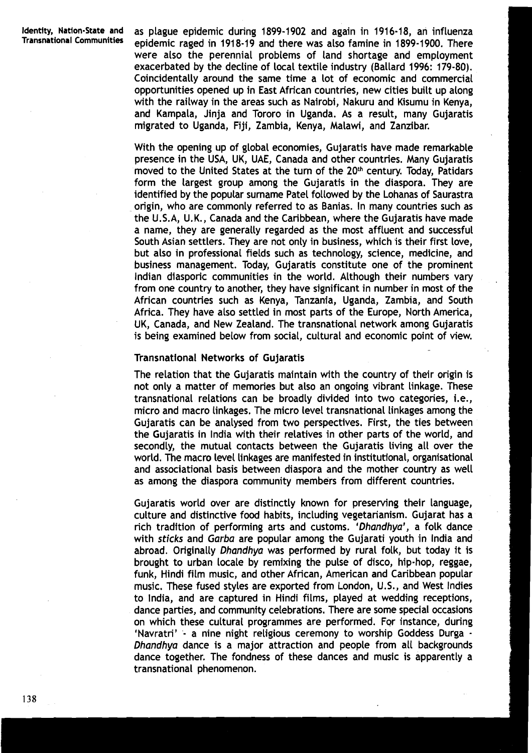as plague epidemic during 1899-1902 and again in 1916-18, an influenza epidemic raged in 1918-19 and there was also famine in 1899-1900. There were also the perennial problems of land shortage and employment exacerbated by the decline of local textile industry (Ballard 1996: 179-80). Coincidentally around the same time a lot of economic and commercial opportunities opened up in East African countries, new cities built up along with the railway in the areas such as Nairobi, Nakuru and Kisumu in Kenya, and Kampala, Jinja and Tororo in Uganda. As a result, many Gujaratis migrated to Uganda, Fiji, Zambia, Kenya, Malawi, and Zanzibar.

With the opening up of global economies, Gujaratis have made remarkable presence in the USA, UK, UAE, Canada and other countries. Many Gujaratis moved to the United States at the turn of the 20th century. Today, Patidars form the largest group among the Gujaratis in the diaspora. They are identified by the popular surname Patel followed by the Lohanas of Saurastra origin, who are commonly referred to as Banias. In many countries such as the U.S.A, U.K., Canada and the Caribbean, where the Gujaratis have made a name, they are generally regarded as the most affluent and successful South Asian settlers. They are not only in business, which is their first love, but also in professional fields such as technology, science, medicine, and business management. Today, Gujaratis constitute one of the prominent Indian diasporic communities in the world. Although their numbers vary from one country to another, they have significant in number in most of the African countries such as Kenya, Tanzania, Uganda, Zambia, and South Africa. They have also settled in most parts of the Europe, North America, UK, Canada, and New Zealand. The transnational network among Gujaratis is being examined below from social, cultural and economic point of view.

### Transnational Networks of Gujaratis

The relation that the Gujaratis maintain with the country of their origin is not only a matter of memories but also an ongoing vibrant linkage. These transnational relations can be broadly divided into two categories, i.e., micro and macro linkages. The micro level transnational linkages among the Gujaratis can be analysed from two perspectives. First, the ties between the Gujaratis in India with their relatives in other parts of the world, and secondly, the mutual contacts between the Gujaratis living all over the world. The macro level linkages are manifested in institutional, organisational and associational basis between diaspora and the mother country as well as among the diaspora community members from different countries.

Gujaratis world over are distinctly known for preserving their language, culture and distinctive food habits, including vegetarianism. Gujarat has a rich tradition of performing arts and customs. '*Dhandhya*', a folk dance with *sticks* and *Garba* are popular among the Gujarati youth in India and abroad. Originally *Dhandhya* was performed by rural folk, but today it is brought to urban locale by remixing the pulse of disco, hip-hop, reggae, funk, Hindi film music, and other African, American and Caribbean popular music. These fused styles are exported from London, U.S., and West Indies to India, and are captured in Hindi films, played at wedding receptions, dance parties, and community celebrations. There are some special occasions on which these cultural programmes are performed. For instance, during 'Navratri' - a nine night religious ceremony to worship Goddess Durga - *Dhandhya* dance is a major attraction and people from all backgrounds dance together. The fondness of these dances and music is apparently a transnational phenomenon.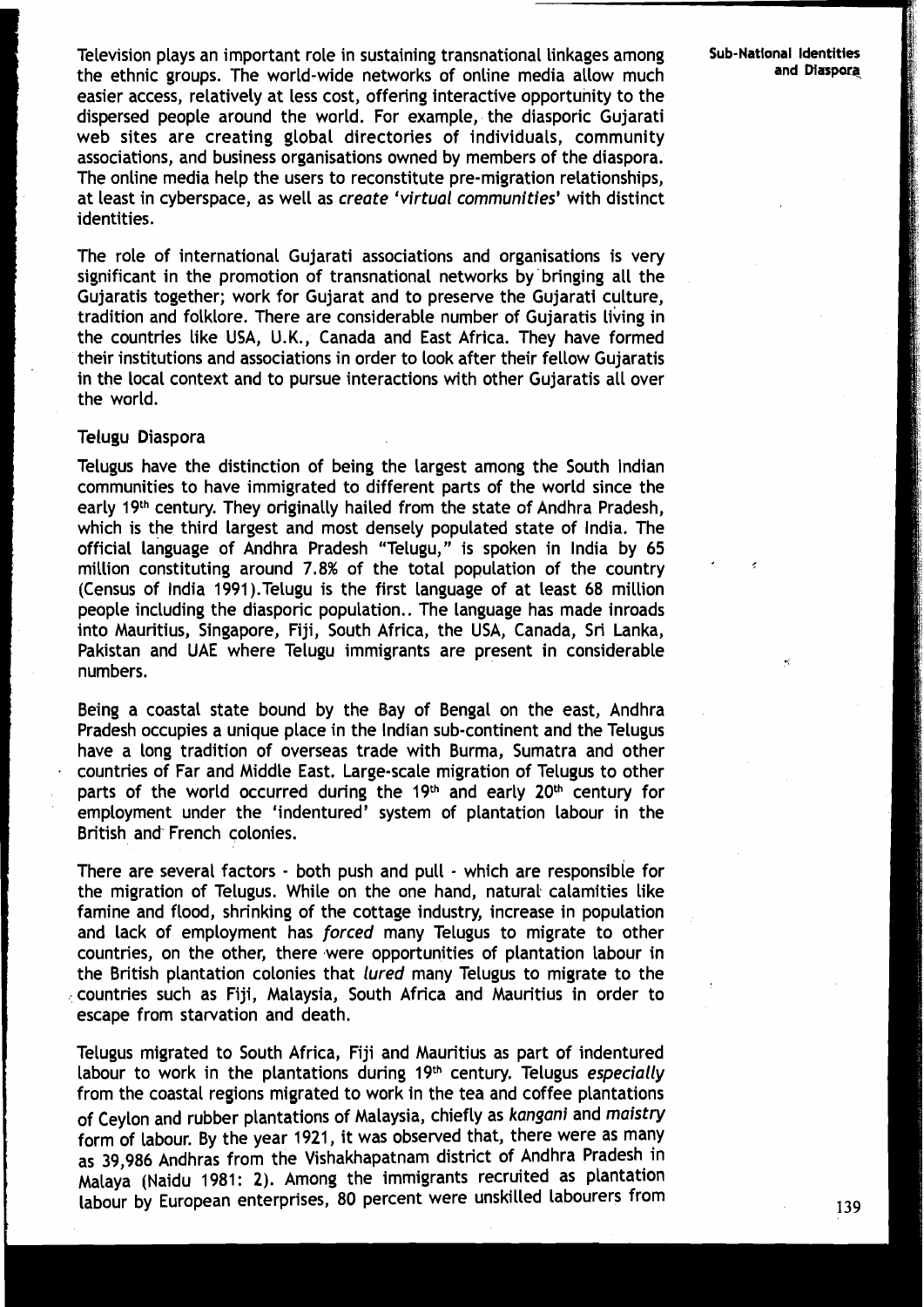Television plays an important role in sustaining transnational linkages among the ethnic groups. The world-wide networks of online media allow much easier access, relatively at less cost, offering interactive opportunity to the dispersed people around the world. For example, the diasporic Gujarati web sites are creating global directories of individuals, community associations, and business organisations owned by members of the diaspora. The online media help the users to reconstitute pre-migration relationships, at least in cyberspace, as well as *create 'virtual communities'* with distinct identities.

The role of international Gujarati associations and organisations is very significant in the promotion of transnational networks by bringing all the Gujaratis together; work for Gujarat and to preserve the Gujarati culture, tradition and folklore. There are considerable number of Gujaratis living in the countries like USA, U.K., Canada and East Africa. They have formed their institutions and associations in order to look after their fellow Gujaratis in the local context and to pursue interactions with other Gujaratis all over the world.

### Telugu Diaspora

Telugus have the distinction of being the largest among the South Indian communities to have immigrated to different parts of the world since the early 19th century. They originally hailed from the state of Andhra Pradesh, which is the third largest and most densely populated state of India. The official language of Andhra Pradesh "Telugu," is spoken in India by 65 million constituting around 7.8% of the total population of the country (Census of India 1991).Telugu is the first language of at least 68 million people including the diasporic population.. The language has made inroads into Mauritius, Singapore, Fiji, South Africa, the USA, Canada, Sri Lanka, Pakistan and UAE where Telugu immigrants are present in considerable numbers.

Being a coastal state bound by the Bay of Bengal on the east, Andhra Pradesh occupies a unique place in the Indian sub-continent and the Telugus have a long tradition of overseas trade with Burma, Sumatra and other countries of Far and Middle East. Large-scale migration of Telugus to other parts of the world occurred during the 19th and early 20th century for employment under the 'indentured' system of plantation labour in the British and French colonies.

There are several factors - both push and pull - which are responsible for the migration of Telugus. While on the one hand, natural calamities like famine and flood, shrinking of the cottage industry, increase in population and lack of employment has *forced* many Telugus to migrate to other countries, on the other, there were opportunities of plantation labour in the British plantation colonies that *lured* many Telugus to migrate to the countries such as Fiji, Malaysia, South Africa and Mauritius in order to escape from starvation and death.

Telugus migrated to South Africa, Fiji and Mauritius as part of indentured labour to work in the plantations during 19th century. Telugus *especially* from the coastal regions migrated to work in the tea and coffee plantations of Ceylon and rubber plantations of Malaysia, chiefly as *kangani* and *maistry* form of labour. By the year 1921, it was observed that, there were as many as 39,986 Andhras from the Vishakhapatnam district of Andhra Pradesh in Malaya (Naidu 1981: 2). Among the immigrants recruited as plantation labour by European enterprises, 80 percent were unskilled labourers from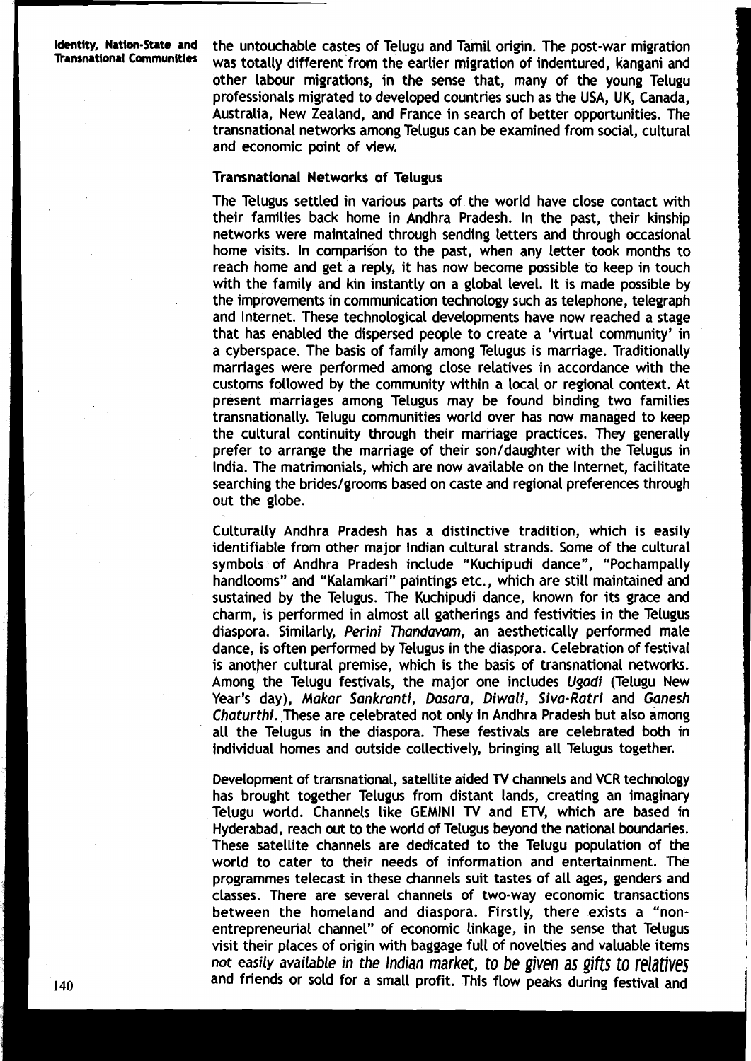the untouchable castes of Telugu and Tamil origin. The post-war migration was totally different from the earlier migration of indentured, kangani and other labour migrations, in the sense that, many of the young Telugu professionals migrated to developed countries such as the USA, UK, Canada, Australia, New Zealand, and France in search of better opportunities. The transnational networks among Telugus can be examined from social, cultural and economic point of view.

### Transnational Networks of Telugus

The Telugus settled in various parts of the world have close contact with their families back home in Andhra Pradesh. In the past, their kinship networks were maintained through sending letters and through occasional home visits. In comparison to the past, when any letter took months to reach home and get a reply, it has now become possible to keep in touch with the family and kin instantly on a global level. It is made possible by the improvements in communication technology such as telephone, telegraph and Internet. These technological developments have now reached a stage that has enabled the dispersed people to create a 'virtual community' in a cyberspace. The basis of family among Telugus is marriage. Traditionally marriages were performed among close relatives in accordance with the customs followed by the community within a local or regional context. At present marriages among Telugus may be found binding two families transnationally. Telugu communities world over has now managed to keep the cultural continuity through their marriage practices. They generally prefer to arrange the marriage of their son/daughter with the Telugus in India. The matrimonials, which are now available on the Internet, facilitate searching the brides/grooms based on caste and regional preferences through out the globe.

Culturally Andhra Pradesh has a distinctive tradition, which is easily identifiable from other major Indian cultural strands. Some of the cultural symbols of Andhra Pradesh include "Kuchipudi dance", "Pochampally handlooms" and "Kalamkari" paintings etc., which are still maintained and sustained by the Telugus. The Kuchipudi dance, known for its grace and charm, is performed in almost all gatherings and festivities in the Telugus diaspora. Similarly, *Perini Thandavam*, an aesthetically performed male dance, is often performed by Telugus in the diaspora. Celebration of festival is another cultural premise, which is the basis of transnational networks. Among the Telugu festivals, the major one includes *Ugadi* (Telugu New Year's day), *Makar Sankranti*, *Dasara*, *Diwali*, *Siva-Ratri* and *Ganesh Chaturthi*. These are celebrated not only in Andhra Pradesh but also among all the Telugus in the diaspora. These festivals are celebrated both in individual homes and outside collectively, bringing all Telugus together.

Development of transnational, satellite aided TV channels and VCR technology has brought together Telugus from distant lands, creating an imaginary Telugu world. Channels like GEMINI TV and ETV, which are based in Hyderabad, reach out to the world of Telugus beyond the national boundaries. These satellite channels are dedicated to the Telugu population of the world to cater to their needs of information and entertainment. The programmes telecast in these channels suit tastes of all ages, genders and classes. There are several channels of two-way economic transactions between the homeland and diaspora. Firstly, there exists a "non-entrepreneurial channel" of economic linkage, in the sense that Telugus visit their places of origin with baggage full of novelties and valuable items not easily available in the Indian market, to be given as gifts to relatives and friends or sold for a small profit. This flow peaks during festival and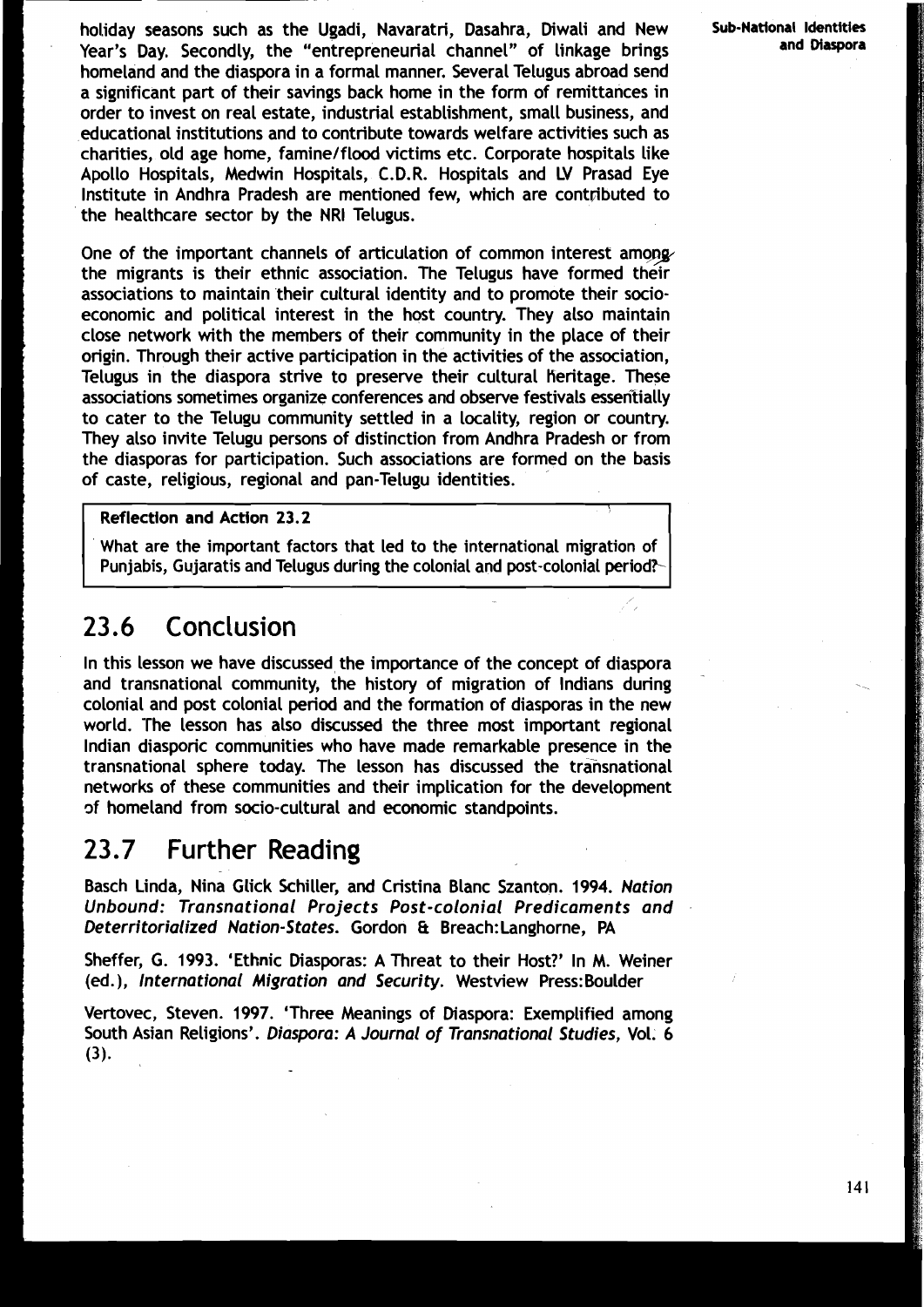holiday seasons such as the Ugadi, Navaratri, Dasahra, Diwali and New Year's Day. Secondly, the "entrepreneurial channel" of linkage brings homeland and the diaspora in a formal manner. Several Telugus abroad send a significant part of their savings back home in the form of remittances in order to invest on real estate, industrial establishment, small business, and educational institutions and to contribute towards welfare activities such as charities, old age home, famine/flood victims etc. Corporate hospitals like Apollo Hospitals, Medwin Hospitals, C.D.R. Hospitals and LV Prasad Eye Institute in Andhra Pradesh are mentioned few, which are contributed to the healthcare sector by the NRI Telugus.

One of the important channels of articulation of common interest among the migrants is their ethnic association. The Telugus have formed their associations to maintain their cultural identity and to promote their socio-economic and political interest in the host country. They also maintain close network with the members of their community in the place of their origin. Through their active participation in the activities of the association, Telugus in the diaspora strive to preserve their cultural heritage. These associations sometimes organize conferences and observe festivals essentially to cater to the Telugu community settled in a locality, region or country. They also invite Telugu persons of distinction from Andhra Pradesh or from the diasporas for participation. Such associations are formed on the basis of caste, religious, regional and pan-Telugu identities.

**Reflection and Action 23.2**

What are the important factors that led to the international migration of Punjabis, Gujaratis and Telugus during the colonial and post-colonial period?

## 23.6 Conclusion

In this lesson we have discussed the importance of the concept of diaspora and transnational community, the history of migration of Indians during colonial and post colonial period and the formation of diasporas in the new world. The lesson has also discussed the three most important regional Indian diasporic communities who have made remarkable presence in the transnational sphere today. The lesson has discussed the transnational networks of these communities and their implication for the development of homeland from socio-cultural and economic standpoints.

## 23.7 Further Reading

Basch Linda, Nina Glick Schiller, and Cristina Blanc Szanton. 1994. *Nation Unbound: Transnational Projects Post-colonial Predicaments and Deterritorialized Nation-States*. Gordon & Breach:Langhorne, PA

Sheffer, G. 1993. 'Ethnic Diasporas: A Threat to their Host?' In M. Weiner (ed.), *International Migration and Security*. Westview Press:Boulder

Vertovec, Steven. 1997. 'Three Meanings of Diaspora: Exemplified among South Asian Religions'. *Diaspora: A Journal of Transnational Studies*, Vol. 6 (3).